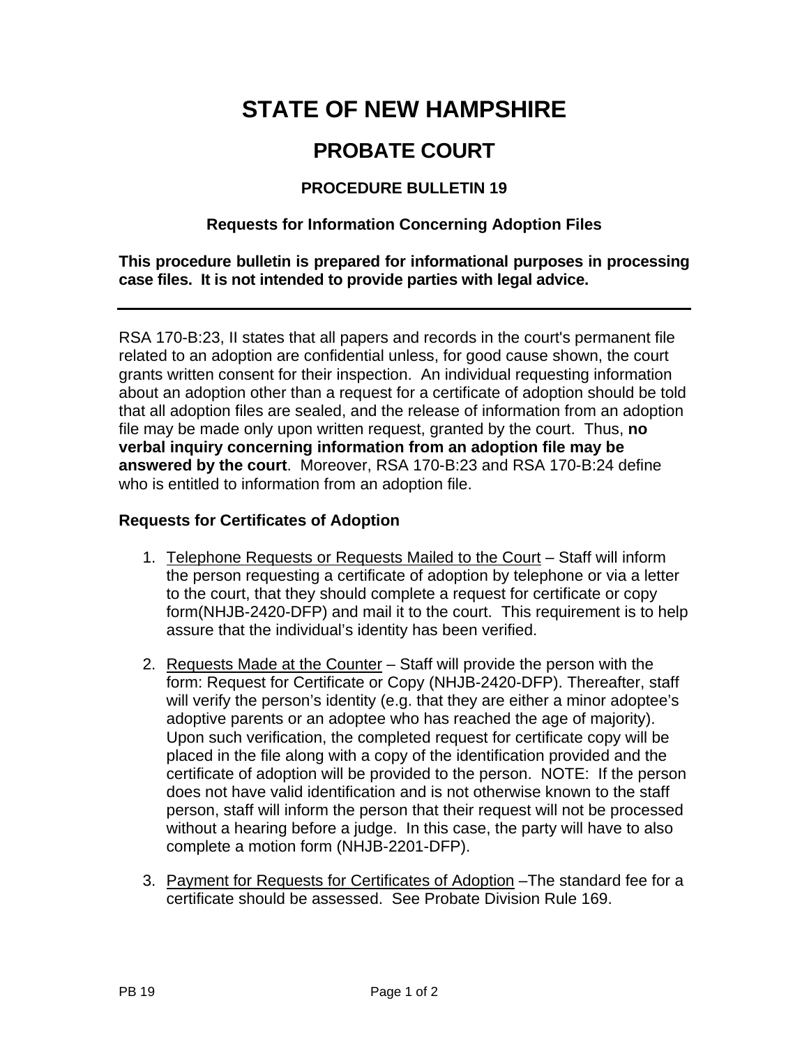# STATE OF NEW HAMPSHIRE

## PROBATE COURT

### PROCEDURE BULLETIN 19

### Requests for Information Concerning Adoption Files

**This procedure bulletin is prepared for informational purposes in processing case files. It is not intended to provide parties with legal advice.**

---

RSA 170-B:23, II states that all papers and records in the court's permanent file related to an adoption are confidential unless, for good cause shown, the court grants written consent for their inspection. An individual requesting information about an adoption other than a request for a certificate of adoption should be told that all adoption files are sealed, and the release of information from an adoption file may be made only upon written request, granted by the court. Thus, **no verbal inquiry concerning information from an adoption file may be answered by the court**. Moreover, RSA 170-B:23 and RSA 170-B:24 define who is entitled to information from an adoption file.

**Requests for Certificates of Adoption**

1. <u>Telephone Requests or Requests Mailed to the Court</u> – Staff will inform the person requesting a certificate of adoption by telephone or via a letter to the court, that they should complete a request for certificate or copy form(NHJB-2420-DFP) and mail it to the court. This requirement is to help assure that the individual's identity has been verified.

2. <u>Requests Made at the Counter</u> – Staff will provide the person with the form: Request for Certificate or Copy (NHJB-2420-DFP). Thereafter, staff will verify the person's identity (e.g. that they are either a minor adoptee's adoptive parents or an adoptee who has reached the age of majority). Upon such verification, the completed request for certificate copy will be placed in the file along with a copy of the identification provided and the certificate of adoption will be provided to the person. NOTE: If the person does not have valid identification and is not otherwise known to the staff person, staff will inform the person that their request will not be processed without a hearing before a judge. In this case, the party will have to also complete a motion form (NHJB-2201-DFP).

3. <u>Payment for Requests for Certificates of Adoption</u> –The standard fee for a certificate should be assessed. See Probate Division Rule 169.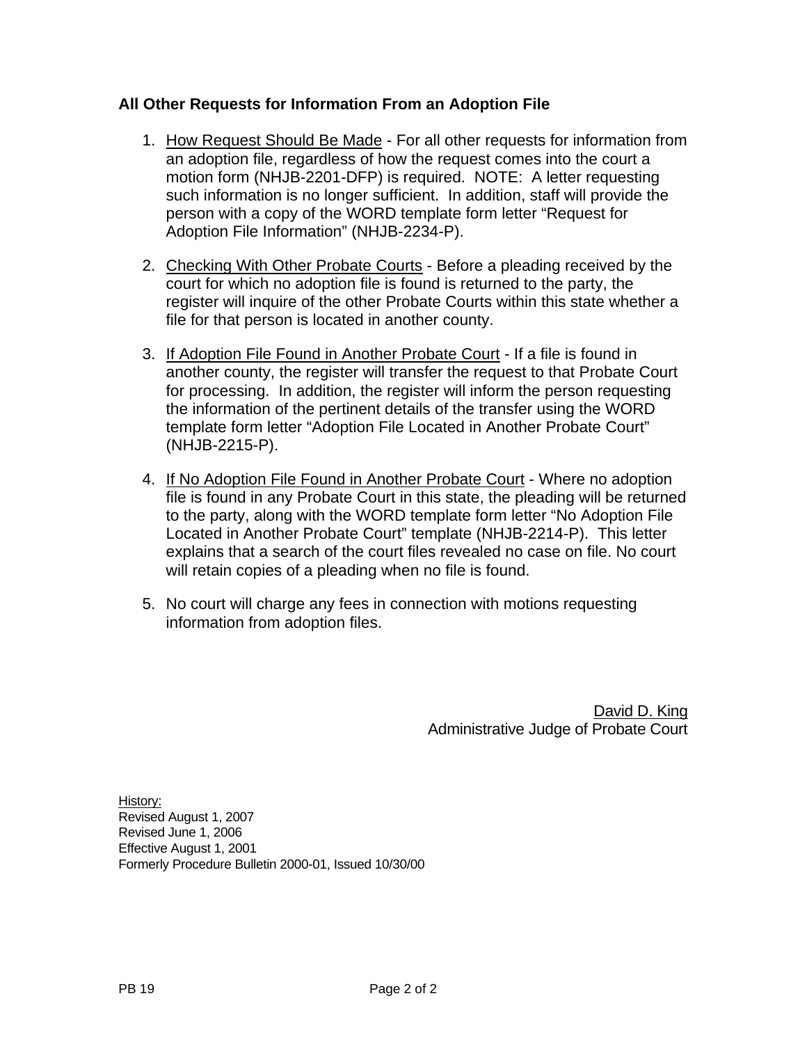**All Other Requests for Information From an Adoption File**

1. How Request Should Be Made - For all other requests for information from an adoption file, regardless of how the request comes into the court a motion form (NHJB-2201-DFP) is required. NOTE: A letter requesting such information is no longer sufficient. In addition, staff will provide the person with a copy of the WORD template form letter "Request for Adoption File Information" (NHJB-2234-P).

2. Checking With Other Probate Courts - Before a pleading received by the court for which no adoption file is found is returned to the party, the register will inquire of the other Probate Courts within this state whether a file for that person is located in another county.

3. If Adoption File Found in Another Probate Court - If a file is found in another county, the register will transfer the request to that Probate Court for processing. In addition, the register will inform the person requesting the information of the pertinent details of the transfer using the WORD template form letter "Adoption File Located in Another Probate Court" (NHJB-2215-P).

4. If No Adoption File Found in Another Probate Court - Where no adoption file is found in any Probate Court in this state, the pleading will be returned to the party, along with the WORD template form letter "No Adoption File Located in Another Probate Court" template (NHJB-2214-P). This letter explains that a search of the court files revealed no case on file. No court will retain copies of a pleading when no file is found.

5. No court will charge any fees in connection with motions requesting information from adoption files.

David D. King
Administrative Judge of Probate Court

History:
Revised August 1, 2007
Revised June 1, 2006
Effective August 1, 2001
Formerly Procedure Bulletin 2000-01, Issued 10/30/00

PB 19